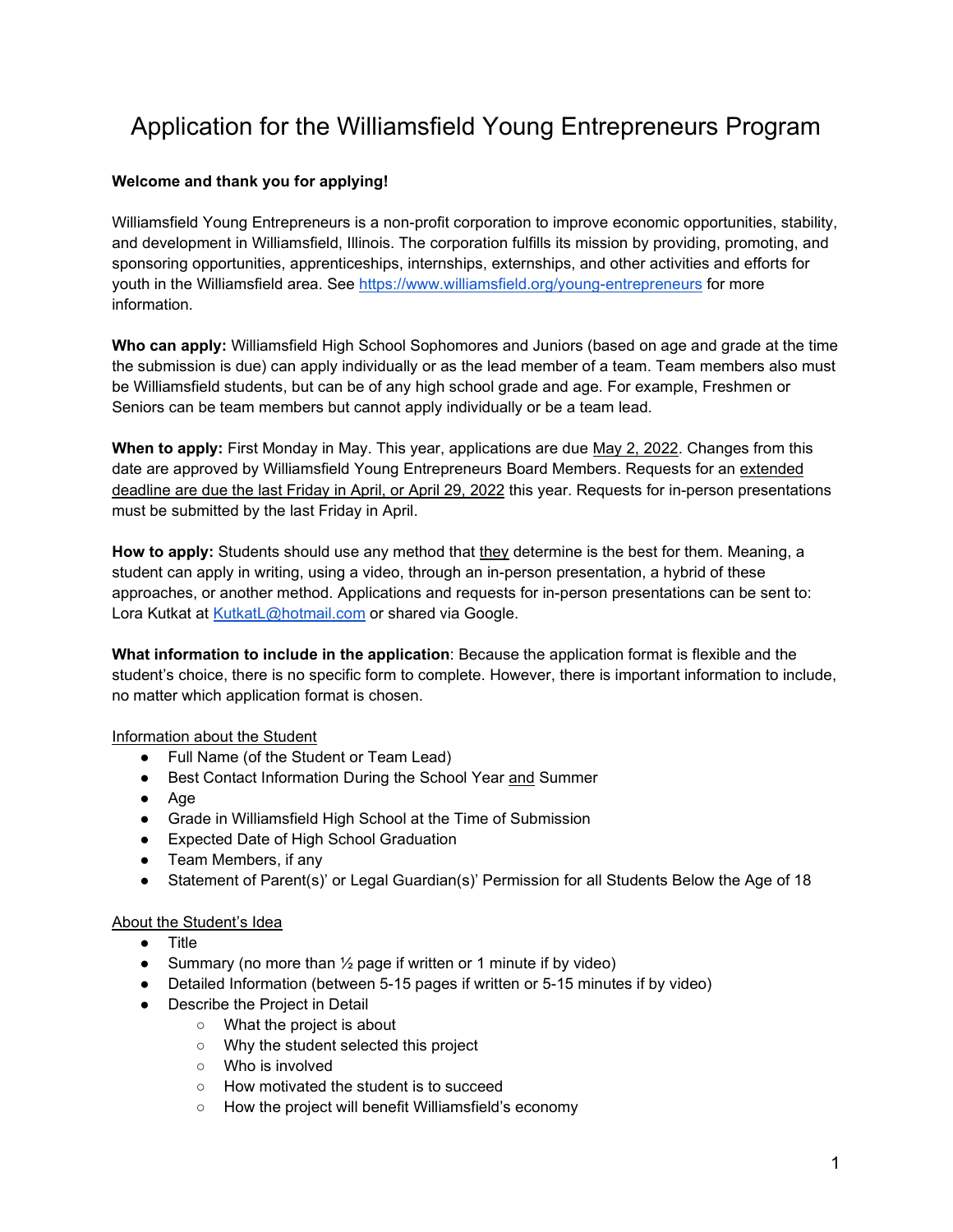# Application for the Williamsfield Young Entrepreneurs Program

**Welcome and thank you for applying!**

Williamsfield Young Entrepreneurs is a non-profit corporation to improve economic opportunities, stability, and development in Williamsfield, Illinois. The corporation fulfills its mission by providing, promoting, and sponsoring opportunities, apprenticeships, internships, externships, and other activities and efforts for youth in the Williamsfield area. See [https://www.williamsfield.org/young-entrepreneurs](https://www.williamsfield.org/young-entrepreneurs) for more information.

**Who can apply:** Williamsfield High School Sophomores and Juniors (based on age and grade at the time the submission is due) can apply individually or as the lead member of a team. Team members also must be Williamsfield students, but can be of any high school grade and age. For example, Freshmen or Seniors can be team members but cannot apply individually or be a team lead.

**When to apply:** First Monday in May. This year, applications are due May 2, 2022. Changes from this date are approved by Williamsfield Young Entrepreneurs Board Members. Requests for an extended deadline are due the last Friday in April, or April 29, 2022 this year. Requests for in-person presentations must be submitted by the last Friday in April.

**How to apply:** Students should use any method that they determine is the best for them. Meaning, a student can apply in writing, using a video, through an in-person presentation, a hybrid of these approaches, or another method. Applications and requests for in-person presentations can be sent to: Lora Kutkat at [KutkatL@hotmail.com](mailto:KutkatL@hotmail.com) or shared via Google.

**What information to include in the application**: Because the application format is flexible and the student's choice, there is no specific form to complete. However, there is important information to include, no matter which application format is chosen.

Information about the Student

- Full Name (of the Student or Team Lead)
- Best Contact Information During the School Year and Summer
- Age
- Grade in Williamsfield High School at the Time of Submission
- Expected Date of High School Graduation
- Team Members, if any
- Statement of Parent(s)' or Legal Guardian(s)' Permission for all Students Below the Age of 18

About the Student's Idea

- Title
- Summary (no more than ½ page if written or 1 minute if by video)
- Detailed Information (between 5-15 pages if written or 5-15 minutes if by video)
- Describe the Project in Detail
  - What the project is about
  - Why the student selected this project
  - Who is involved
  - How motivated the student is to succeed
  - How the project will benefit Williamsfield's economy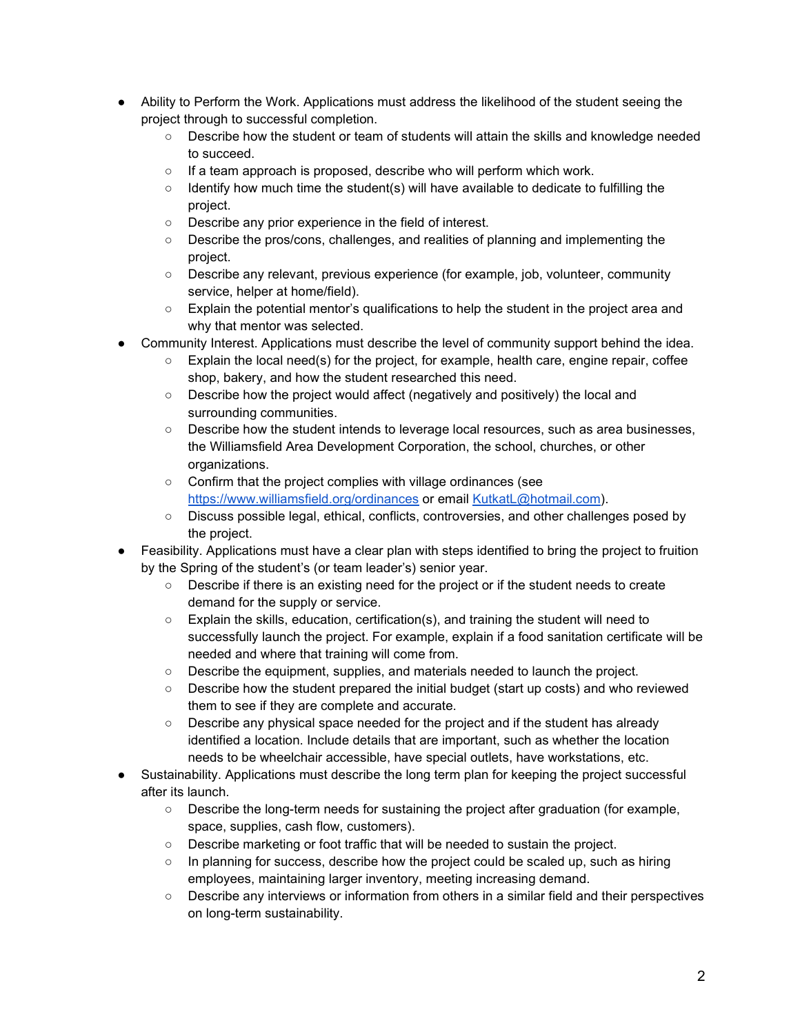- Ability to Perform the Work. Applications must address the likelihood of the student seeing the project through to successful completion.
  - Describe how the student or team of students will attain the skills and knowledge needed to succeed.
  - If a team approach is proposed, describe who will perform which work.
  - Identify how much time the student(s) will have available to dedicate to fulfilling the project.
  - Describe any prior experience in the field of interest.
  - Describe the pros/cons, challenges, and realities of planning and implementing the project.
  - Describe any relevant, previous experience (for example, job, volunteer, community service, helper at home/field).
  - Explain the potential mentor's qualifications to help the student in the project area and why that mentor was selected.
- Community Interest. Applications must describe the level of community support behind the idea.
  - Explain the local need(s) for the project, for example, health care, engine repair, coffee shop, bakery, and how the student researched this need.
  - Describe how the project would affect (negatively and positively) the local and surrounding communities.
  - Describe how the student intends to leverage local resources, such as area businesses, the Williamsfield Area Development Corporation, the school, churches, or other organizations.
  - Confirm that the project complies with village ordinances (see [https://www.williamsfield.org/ordinances](https://www.williamsfield.org/ordinances) or email [KutkatL@hotmail.com](mailto:KutkatL@hotmail.com)).
  - Discuss possible legal, ethical, conflicts, controversies, and other challenges posed by the project.
- Feasibility. Applications must have a clear plan with steps identified to bring the project to fruition by the Spring of the student's (or team leader's) senior year.
  - Describe if there is an existing need for the project or if the student needs to create demand for the supply or service.
  - Explain the skills, education, certification(s), and training the student will need to successfully launch the project. For example, explain if a food sanitation certificate will be needed and where that training will come from.
  - Describe the equipment, supplies, and materials needed to launch the project.
  - Describe how the student prepared the initial budget (start up costs) and who reviewed them to see if they are complete and accurate.
  - Describe any physical space needed for the project and if the student has already identified a location. Include details that are important, such as whether the location needs to be wheelchair accessible, have special outlets, have workstations, etc.
- Sustainability. Applications must describe the long term plan for keeping the project successful after its launch.
  - Describe the long-term needs for sustaining the project after graduation (for example, space, supplies, cash flow, customers).
  - Describe marketing or foot traffic that will be needed to sustain the project.
  - In planning for success, describe how the project could be scaled up, such as hiring employees, maintaining larger inventory, meeting increasing demand.
  - Describe any interviews or information from others in a similar field and their perspectives on long-term sustainability.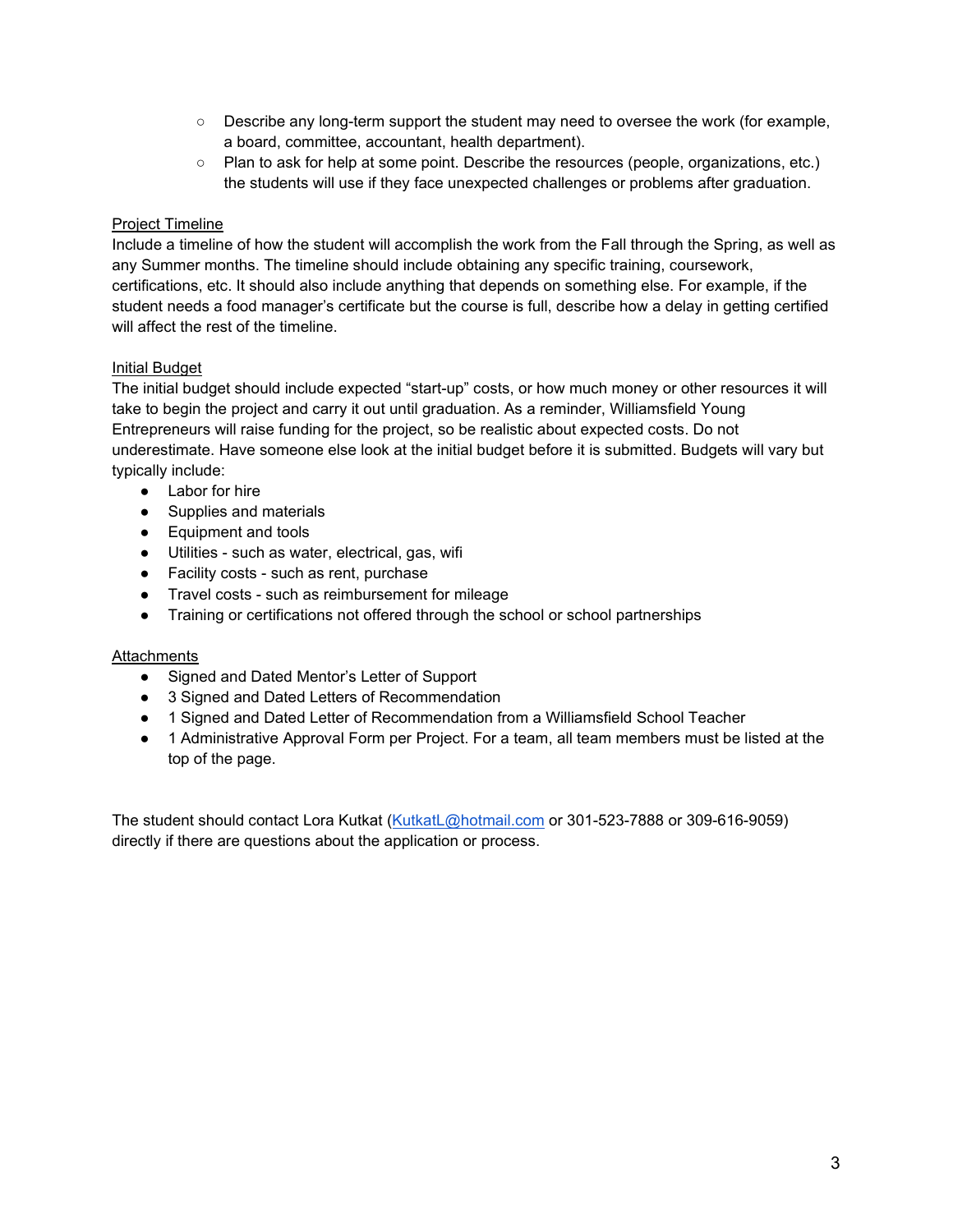- Describe any long-term support the student may need to oversee the work (for example, a board, committee, accountant, health department).
  - Plan to ask for help at some point. Describe the resources (people, organizations, etc.) the students will use if they face unexpected challenges or problems after graduation.

<u>Project Timeline</u>

Include a timeline of how the student will accomplish the work from the Fall through the Spring, as well as any Summer months. The timeline should include obtaining any specific training, coursework, certifications, etc. It should also include anything that depends on something else. For example, if the student needs a food manager's certificate but the course is full, describe how a delay in getting certified will affect the rest of the timeline.

<u>Initial Budget</u>

The initial budget should include expected "start-up" costs, or how much money or other resources it will take to begin the project and carry it out until graduation. As a reminder, Williamsfield Young Entrepreneurs will raise funding for the project, so be realistic about expected costs. Do not underestimate. Have someone else look at the initial budget before it is submitted. Budgets will vary but typically include:

- Labor for hire
- Supplies and materials
- Equipment and tools
- Utilities - such as water, electrical, gas, wifi
- Facility costs - such as rent, purchase
- Travel costs - such as reimbursement for mileage
- Training or certifications not offered through the school or school partnerships

<u>Attachments</u>

- Signed and Dated Mentor's Letter of Support
- 3 Signed and Dated Letters of Recommendation
- 1 Signed and Dated Letter of Recommendation from a Williamsfield School Teacher
- 1 Administrative Approval Form per Project. For a team, all team members must be listed at the top of the page.

The student should contact Lora Kutkat ([KutkatL@hotmail.com](mailto:KutkatL@hotmail.com) or 301-523-7888 or 309-616-9059) directly if there are questions about the application or process.